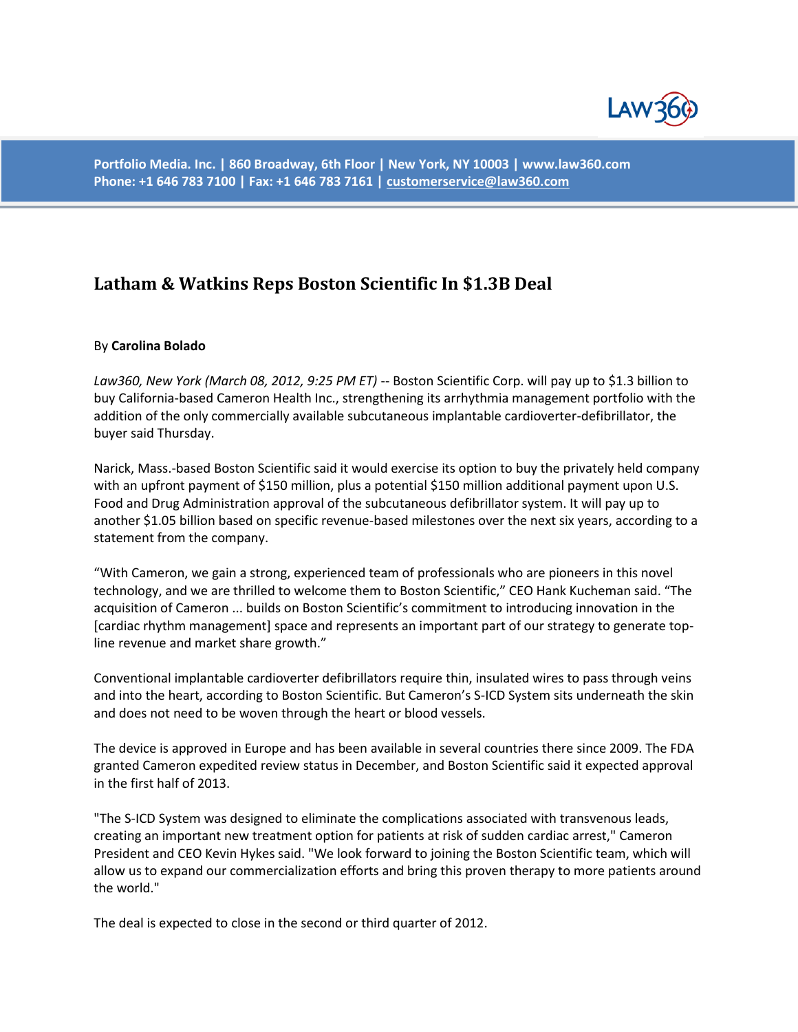Portfolio Media. Inc. | 860 Broadway, 6th Floor | New York, NY 10003 | www.law360.com
Phone: +1 646 783 7100 | Fax: +1 646 783 7161 | customerservice@law360.com

# Latham & Watkins Reps Boston Scientific In $1.3B Deal

By **Carolina Bolado**

*Law360, New York (March 08, 2012, 9:25 PM ET)* -- Boston Scientific Corp. will pay up to $1.3 billion to buy California-based Cameron Health Inc., strengthening its arrhythmia management portfolio with the addition of the only commercially available subcutaneous implantable cardioverter-defibrillator, the buyer said Thursday.

Narick, Mass.-based Boston Scientific said it would exercise its option to buy the privately held company with an upfront payment of $150 million, plus a potential $150 million additional payment upon U.S. Food and Drug Administration approval of the subcutaneous defibrillator system. It will pay up to another $1.05 billion based on specific revenue-based milestones over the next six years, according to a statement from the company.

"With Cameron, we gain a strong, experienced team of professionals who are pioneers in this novel technology, and we are thrilled to welcome them to Boston Scientific," CEO Hank Kucheman said. "The acquisition of Cameron ... builds on Boston Scientific's commitment to introducing innovation in the [cardiac rhythm management] space and represents an important part of our strategy to generate top-line revenue and market share growth."

Conventional implantable cardioverter defibrillators require thin, insulated wires to pass through veins and into the heart, according to Boston Scientific. But Cameron's S-ICD System sits underneath the skin and does not need to be woven through the heart or blood vessels.

The device is approved in Europe and has been available in several countries there since 2009. The FDA granted Cameron expedited review status in December, and Boston Scientific said it expected approval in the first half of 2013.

"The S-ICD System was designed to eliminate the complications associated with transvenous leads, creating an important new treatment option for patients at risk of sudden cardiac arrest," Cameron President and CEO Kevin Hykes said. "We look forward to joining the Boston Scientific team, which will allow us to expand our commercialization efforts and bring this proven therapy to more patients around the world."

The deal is expected to close in the second or third quarter of 2012.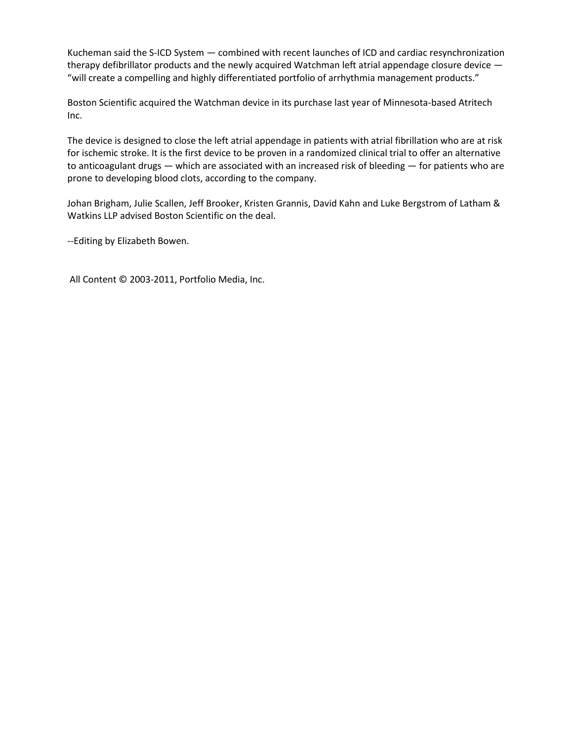Kucheman said the S-ICD System — combined with recent launches of ICD and cardiac resynchronization therapy defibrillator products and the newly acquired Watchman left atrial appendage closure device — "will create a compelling and highly differentiated portfolio of arrhythmia management products."

Boston Scientific acquired the Watchman device in its purchase last year of Minnesota-based Atritech Inc.

The device is designed to close the left atrial appendage in patients with atrial fibrillation who are at risk for ischemic stroke. It is the first device to be proven in a randomized clinical trial to offer an alternative to anticoagulant drugs — which are associated with an increased risk of bleeding — for patients who are prone to developing blood clots, according to the company.

Johan Brigham, Julie Scallen, Jeff Brooker, Kristen Grannis, David Kahn and Luke Bergstrom of Latham & Watkins LLP advised Boston Scientific on the deal.

--Editing by Elizabeth Bowen.

All Content © 2003-2011, Portfolio Media, Inc.